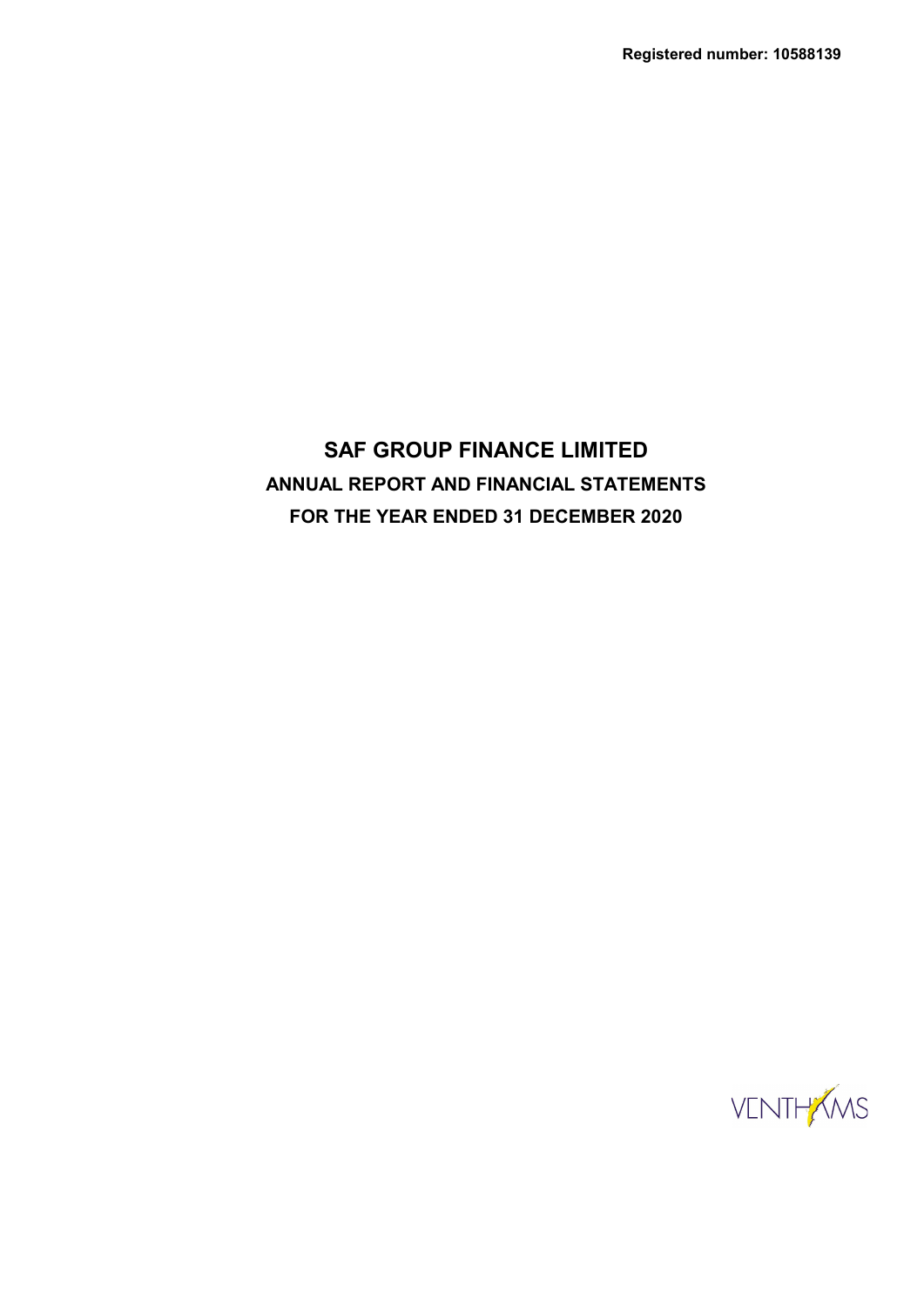**Registered number: 10588139**

# SAF GROUP FINANCE LIMITED

## ANNUAL REPORT AND FINANCIAL STATEMENTS

## FOR THE YEAR ENDED 31 DECEMBER 2020

VENTHAMS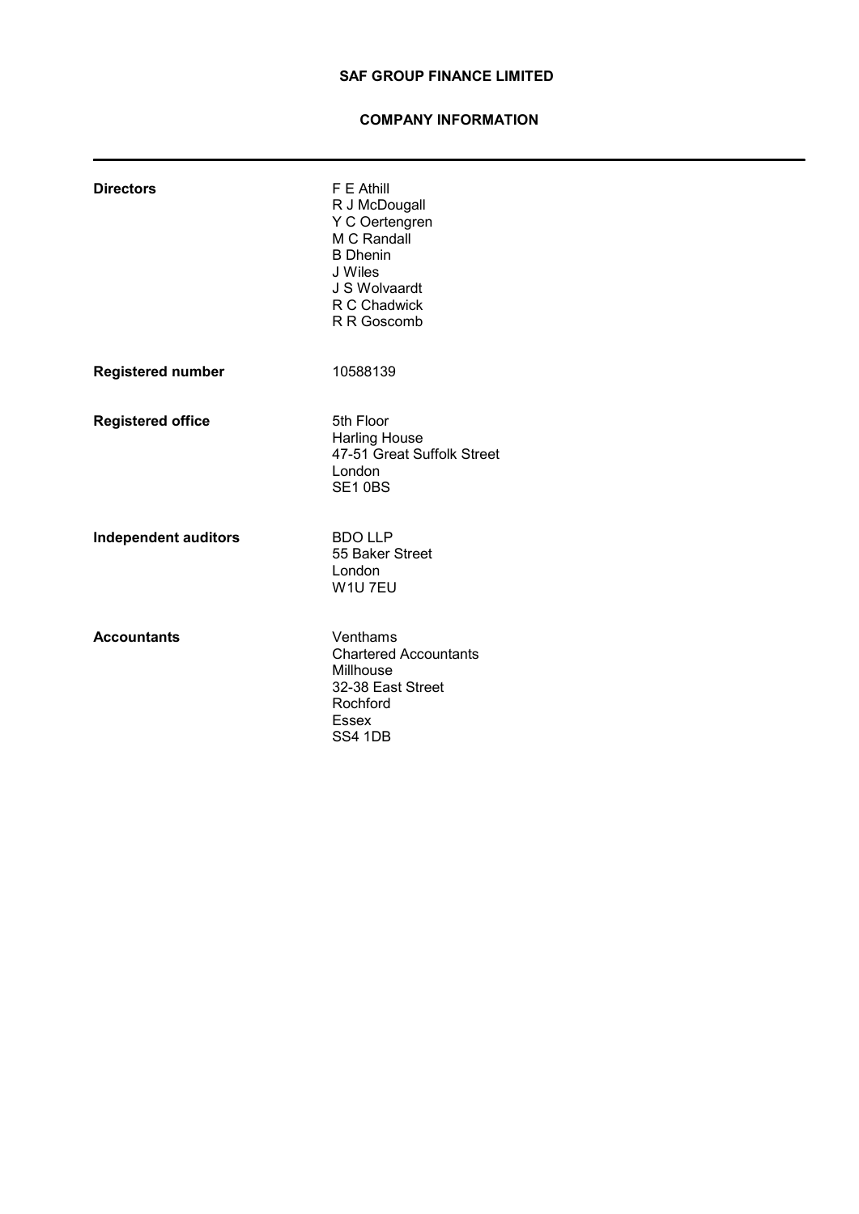# SAF GROUP FINANCE LIMITED

## COMPANY INFORMATION

---

| | |
|---|---|
| **Directors** | F E Athill<br>R J McDougall<br>Y C Oertengren<br>M C Randall<br>B Dhenin<br>J Wiles<br>J S Wolvaardt<br>R C Chadwick<br>R R Goscomb |
| **Registered number** | 10588139 |
| **Registered office** | 5th Floor<br>Harling House<br>47-51 Great Suffolk Street<br>London<br>SE1 0BS |
| **Independent auditors** | BDO LLP<br>55 Baker Street<br>London<br>W1U 7EU |
| **Accountants** | Venthams<br>Chartered Accountants<br>Millhouse<br>32-38 East Street<br>Rochford<br>Essex<br>SS4 1DB |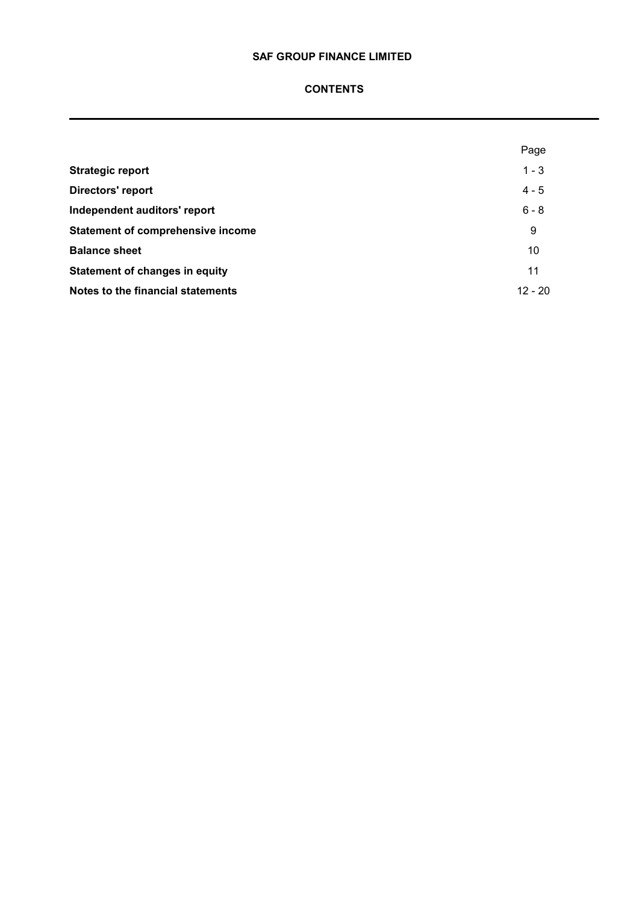**SAF GROUP FINANCE LIMITED**

**CONTENTS**

| | Page |
|---|---|
| **Strategic report** | 1 - 3 |
| **Directors' report** | 4 - 5 |
| **Independent auditors' report** | 6 - 8 |
| **Statement of comprehensive income** | 9 |
| **Balance sheet** | 10 |
| **Statement of changes in equity** | 11 |
| **Notes to the financial statements** | 12 - 20 |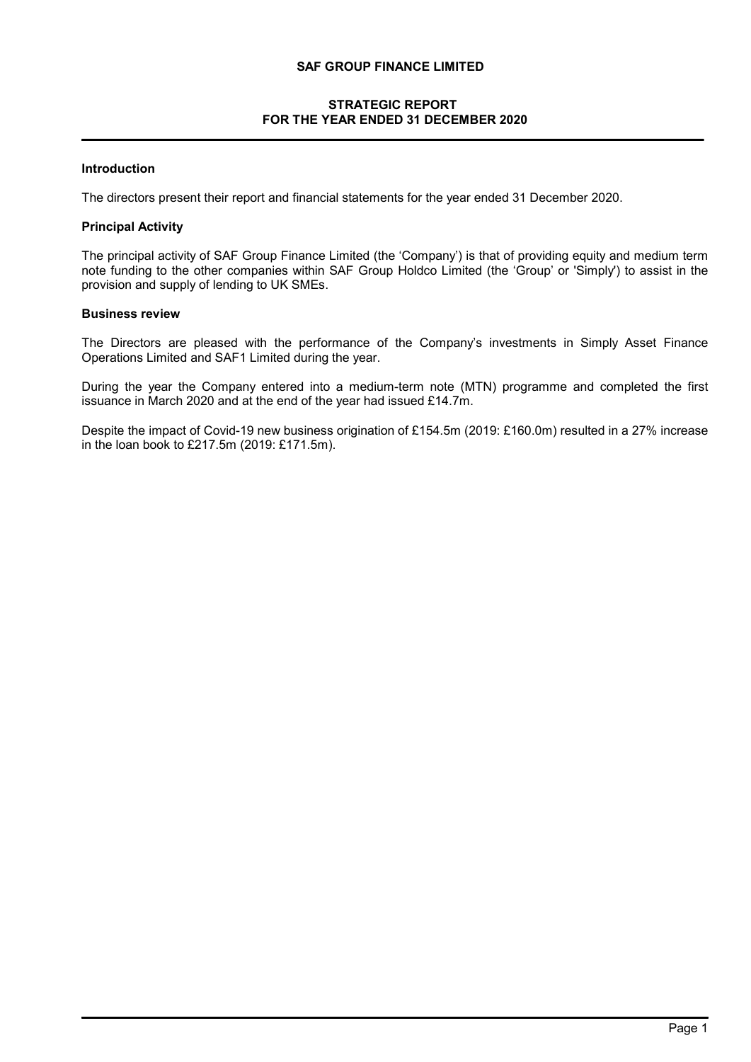# SAF GROUP FINANCE LIMITED

## STRATEGIC REPORT FOR THE YEAR ENDED 31 DECEMBER 2020

### Introduction

The directors present their report and financial statements for the year ended 31 December 2020.

### Principal Activity

The principal activity of SAF Group Finance Limited (the 'Company') is that of providing equity and medium term note funding to the other companies within SAF Group Holdco Limited (the 'Group' or 'Simply') to assist in the provision and supply of lending to UK SMEs.

### Business review

The Directors are pleased with the performance of the Company's investments in Simply Asset Finance Operations Limited and SAF1 Limited during the year.

During the year the Company entered into a medium-term note (MTN) programme and completed the first issuance in March 2020 and at the end of the year had issued £14.7m.

Despite the impact of Covid-19 new business origination of £154.5m (2019: £160.0m) resulted in a 27% increase in the loan book to £217.5m (2019: £171.5m).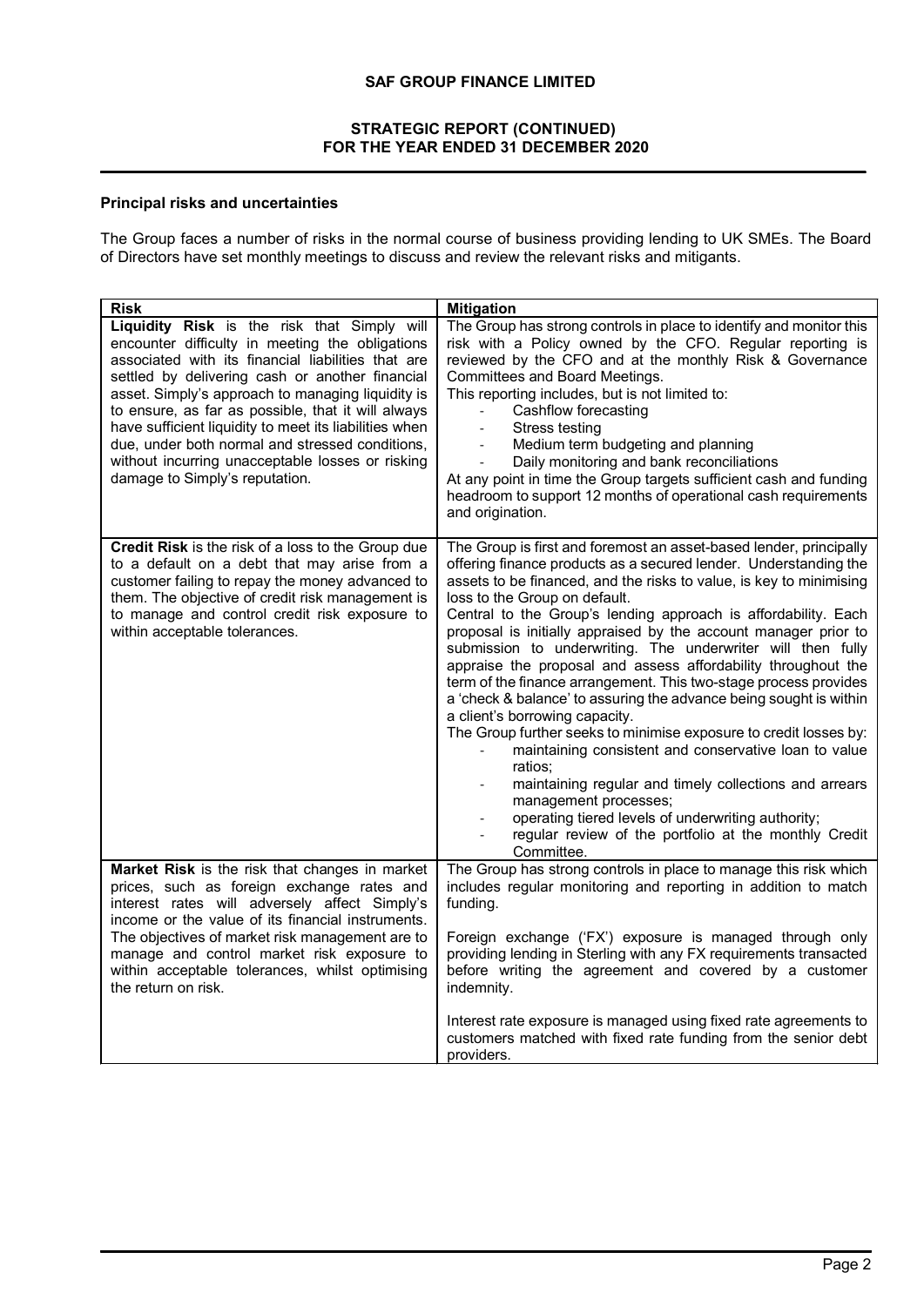# SAF GROUP FINANCE LIMITED

## STRATEGIC REPORT (CONTINUED) FOR THE YEAR ENDED 31 DECEMBER 2020

### Principal risks and uncertainties

The Group faces a number of risks in the normal course of business providing lending to UK SMEs. The Board of Directors have set monthly meetings to discuss and review the relevant risks and mitigants.

| Risk | Mitigation |
|---|---|
| **Liquidity Risk** is the risk that Simply will encounter difficulty in meeting the obligations associated with its financial liabilities that are settled by delivering cash or another financial asset. Simply's approach to managing liquidity is to ensure, as far as possible, that it will always have sufficient liquidity to meet its liabilities when due, under both normal and stressed conditions, without incurring unacceptable losses or risking damage to Simply's reputation. | The Group has strong controls in place to identify and monitor this risk with a Policy owned by the CFO. Regular reporting is reviewed by the CFO and at the monthly Risk & Governance Committees and Board Meetings.<br>This reporting includes, but is not limited to:<br>- Cashflow forecasting<br>- Stress testing<br>- Medium term budgeting and planning<br>- Daily monitoring and bank reconciliations<br>At any point in time the Group targets sufficient cash and funding headroom to support 12 months of operational cash requirements and origination. |
| **Credit Risk** is the risk of a loss to the Group due to a default on a debt that may arise from a customer failing to repay the money advanced to them. The objective of credit risk management is to manage and control credit risk exposure to within acceptable tolerances. | The Group is first and foremost an asset-based lender, principally offering finance products as a secured lender. Understanding the assets to be financed, and the risks to value, is key to minimising loss to the Group on default.<br>Central to the Group's lending approach is affordability. Each proposal is initially appraised by the account manager prior to submission to underwriting. The underwriter will then fully appraise the proposal and assess affordability throughout the term of the finance arrangement. This two-stage process provides a 'check & balance' to assuring the advance being sought is within a client's borrowing capacity.<br>The Group further seeks to minimise exposure to credit losses by:<br>- maintaining consistent and conservative loan to value ratios;<br>- maintaining regular and timely collections and arrears management processes;<br>- operating tiered levels of underwriting authority;<br>- regular review of the portfolio at the monthly Credit Committee. |
| **Market Risk** is the risk that changes in market prices, such as foreign exchange rates and interest rates will adversely affect Simply's income or the value of its financial instruments. The objectives of market risk management are to manage and control market risk exposure to within acceptable tolerances, whilst optimising the return on risk. | The Group has strong controls in place to manage this risk which includes regular monitoring and reporting in addition to match funding.<br><br>Foreign exchange ('FX') exposure is managed through only providing lending in Sterling with any FX requirements transacted before writing the agreement and covered by a customer indemnity.<br><br>Interest rate exposure is managed using fixed rate agreements to customers matched with fixed rate funding from the senior debt providers. |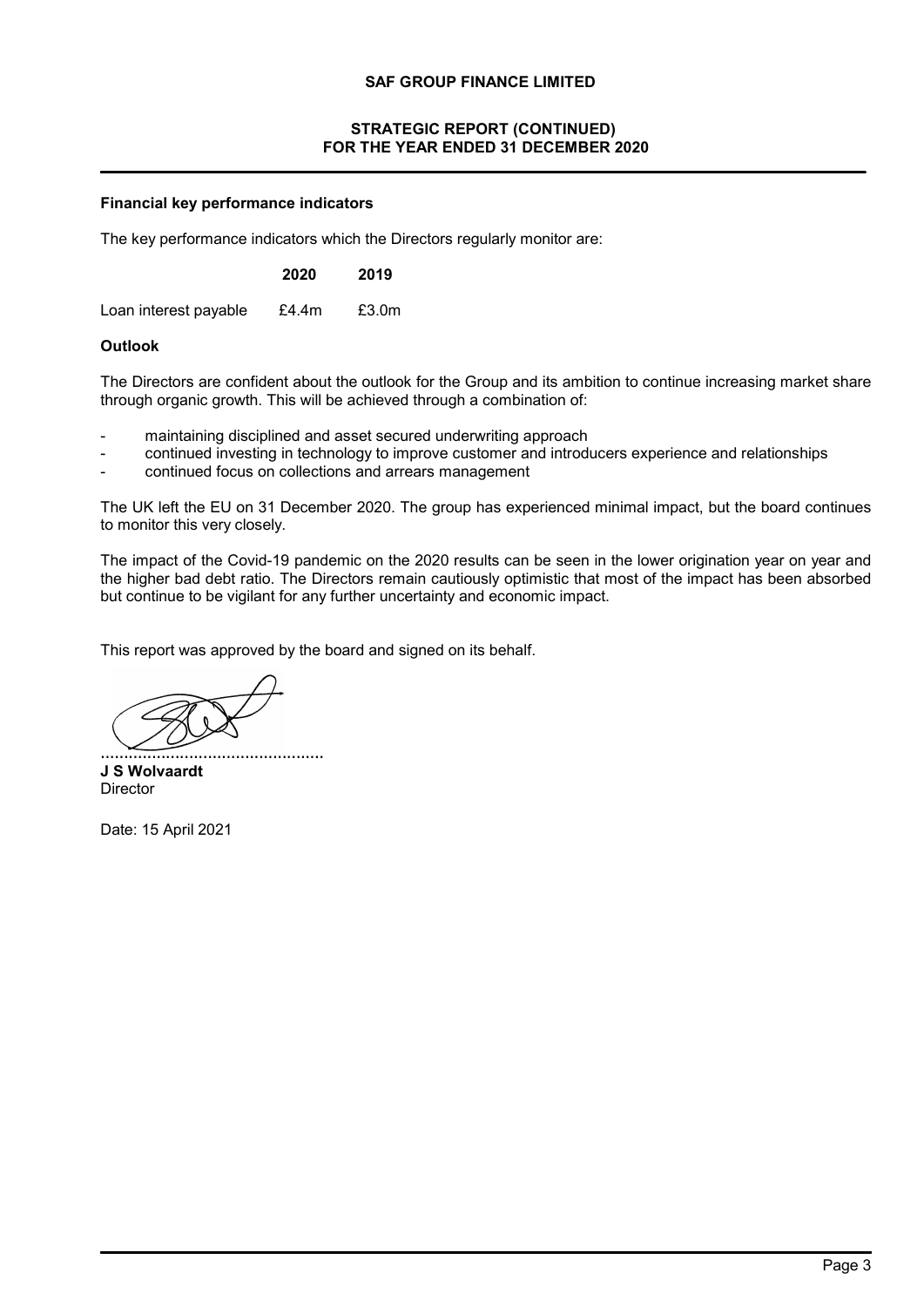## Financial key performance indicators

The key performance indicators which the Directors regularly monitor are:

| | 2020 | 2019 |
|---|---|---|
| Loan interest payable | £4.4m | £3.0m |

## Outlook

The Directors are confident about the outlook for the Group and its ambition to continue increasing market share through organic growth. This will be achieved through a combination of:

- maintaining disciplined and asset secured underwriting approach
- continued investing in technology to improve customer and introducers experience and relationships
- continued focus on collections and arrears management

The UK left the EU on 31 December 2020. The group has experienced minimal impact, but the board continues to monitor this very closely.

The impact of the Covid-19 pandemic on the 2020 results can be seen in the lower origination year on year and the higher bad debt ratio. The Directors remain cautiously optimistic that most of the impact has been absorbed but continue to be vigilant for any further uncertainty and economic impact.

This report was approved by the board and signed on its behalf.

................................................

**J S Wolvaardt**
Director

Date: 15 April 2021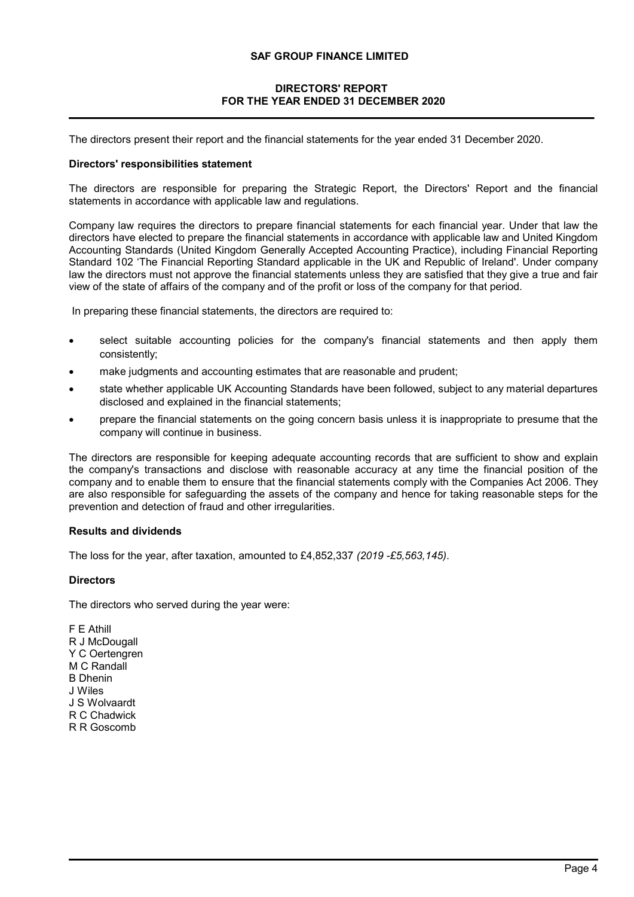# SAF GROUP FINANCE LIMITED

## DIRECTORS' REPORT
## FOR THE YEAR ENDED 31 DECEMBER 2020

The directors present their report and the financial statements for the year ended 31 December 2020.

### Directors' responsibilities statement

The directors are responsible for preparing the Strategic Report, the Directors' Report and the financial statements in accordance with applicable law and regulations.

Company law requires the directors to prepare financial statements for each financial year. Under that law the directors have elected to prepare the financial statements in accordance with applicable law and United Kingdom Accounting Standards (United Kingdom Generally Accepted Accounting Practice), including Financial Reporting Standard 102 'The Financial Reporting Standard applicable in the UK and Republic of Ireland'. Under company law the directors must not approve the financial statements unless they are satisfied that they give a true and fair view of the state of affairs of the company and of the profit or loss of the company for that period.

In preparing these financial statements, the directors are required to:

- select suitable accounting policies for the company's financial statements and then apply them consistently;
- make judgments and accounting estimates that are reasonable and prudent;
- state whether applicable UK Accounting Standards have been followed, subject to any material departures disclosed and explained in the financial statements;
- prepare the financial statements on the going concern basis unless it is inappropriate to presume that the company will continue in business.

The directors are responsible for keeping adequate accounting records that are sufficient to show and explain the company's transactions and disclose with reasonable accuracy at any time the financial position of the company and to enable them to ensure that the financial statements comply with the Companies Act 2006. They are also responsible for safeguarding the assets of the company and hence for taking reasonable steps for the prevention and detection of fraud and other irregularities.

### Results and dividends

The loss for the year, after taxation, amounted to £4,852,337 *(2019 -£5,563,145)*.

### Directors

The directors who served during the year were:

F E Athill
R J McDougall
Y C Oertengren
M C Randall
B Dhenin
J Wiles
J S Wolvaardt
R C Chadwick
R R Goscomb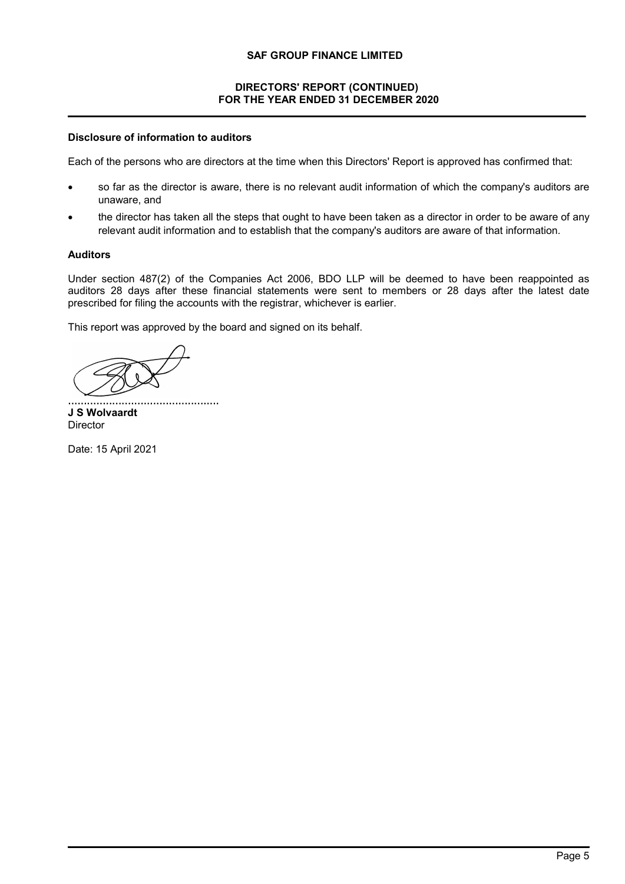**Disclosure of information to auditors**

Each of the persons who are directors at the time when this Directors' Report is approved has confirmed that:

- so far as the director is aware, there is no relevant audit information of which the company's auditors are unaware, and
- the director has taken all the steps that ought to have been taken as a director in order to be aware of any relevant audit information and to establish that the company's auditors are aware of that information.

**Auditors**

Under section 487(2) of the Companies Act 2006, BDO LLP will be deemed to have been reappointed as auditors 28 days after these financial statements were sent to members or 28 days after the latest date prescribed for filing the accounts with the registrar, whichever is earlier.

This report was approved by the board and signed on its behalf.

................................................

**J S Wolvaardt**
Director

Date: 15 April 2021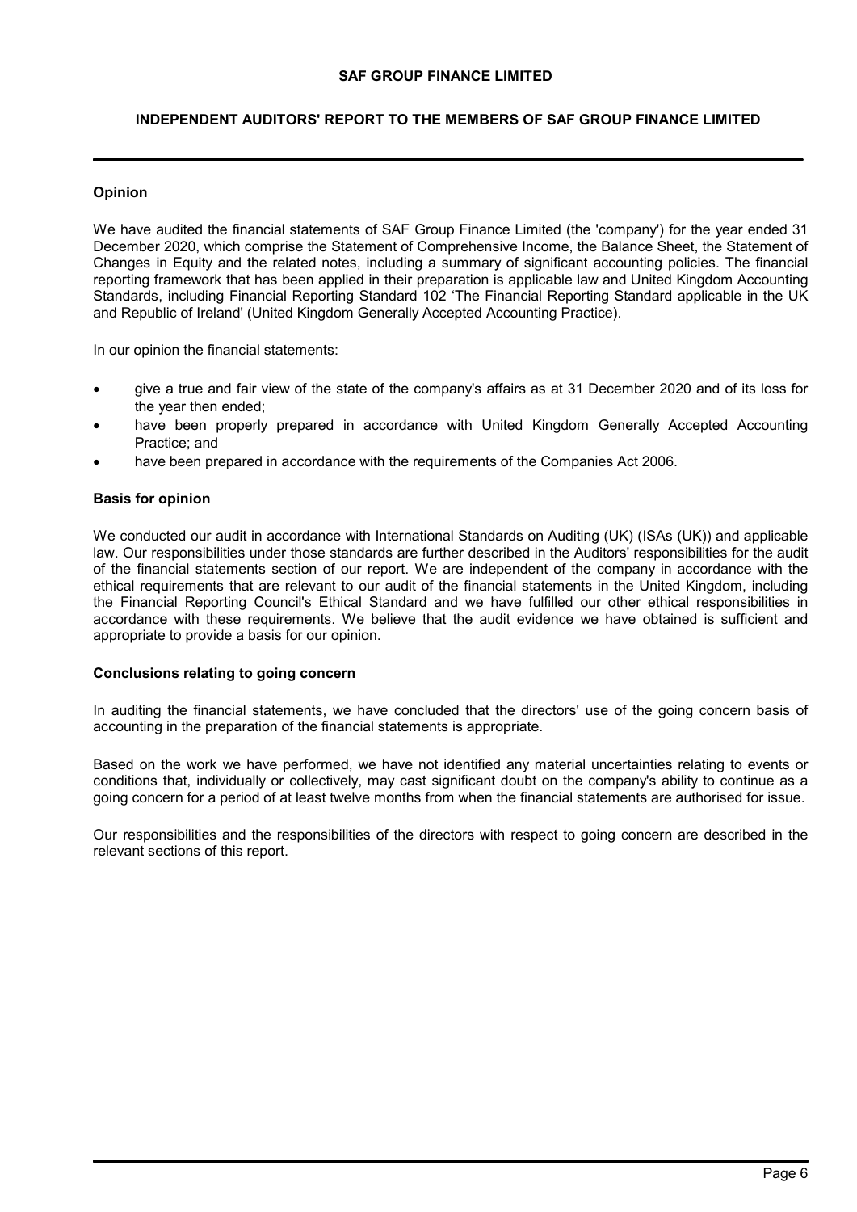# INDEPENDENT AUDITORS' REPORT TO THE MEMBERS OF SAF GROUP FINANCE LIMITED

### Opinion

We have audited the financial statements of SAF Group Finance Limited (the 'company') for the year ended 31 December 2020, which comprise the Statement of Comprehensive Income, the Balance Sheet, the Statement of Changes in Equity and the related notes, including a summary of significant accounting policies. The financial reporting framework that has been applied in their preparation is applicable law and United Kingdom Accounting Standards, including Financial Reporting Standard 102 'The Financial Reporting Standard applicable in the UK and Republic of Ireland' (United Kingdom Generally Accepted Accounting Practice).

In our opinion the financial statements:

- give a true and fair view of the state of the company's affairs as at 31 December 2020 and of its loss for the year then ended;
- have been properly prepared in accordance with United Kingdom Generally Accepted Accounting Practice; and
- have been prepared in accordance with the requirements of the Companies Act 2006.

### Basis for opinion

We conducted our audit in accordance with International Standards on Auditing (UK) (ISAs (UK)) and applicable law. Our responsibilities under those standards are further described in the Auditors' responsibilities for the audit of the financial statements section of our report. We are independent of the company in accordance with the ethical requirements that are relevant to our audit of the financial statements in the United Kingdom, including the Financial Reporting Council's Ethical Standard and we have fulfilled our other ethical responsibilities in accordance with these requirements. We believe that the audit evidence we have obtained is sufficient and appropriate to provide a basis for our opinion.

### Conclusions relating to going concern

In auditing the financial statements, we have concluded that the directors' use of the going concern basis of accounting in the preparation of the financial statements is appropriate.

Based on the work we have performed, we have not identified any material uncertainties relating to events or conditions that, individually or collectively, may cast significant doubt on the company's ability to continue as a going concern for a period of at least twelve months from when the financial statements are authorised for issue.

Our responsibilities and the responsibilities of the directors with respect to going concern are described in the relevant sections of this report.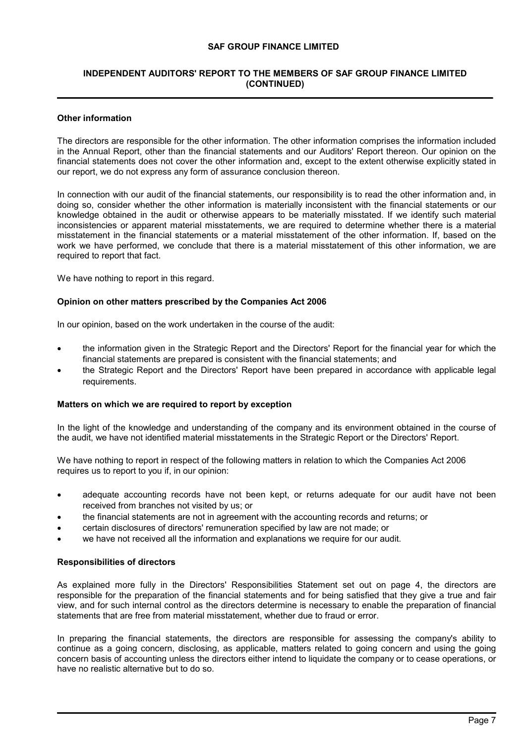## Other information

The directors are responsible for the other information. The other information comprises the information included in the Annual Report, other than the financial statements and our Auditors' Report thereon. Our opinion on the financial statements does not cover the other information and, except to the extent otherwise explicitly stated in our report, we do not express any form of assurance conclusion thereon.

In connection with our audit of the financial statements, our responsibility is to read the other information and, in doing so, consider whether the other information is materially inconsistent with the financial statements or our knowledge obtained in the audit or otherwise appears to be materially misstated. If we identify such material inconsistencies or apparent material misstatements, we are required to determine whether there is a material misstatement in the financial statements or a material misstatement of the other information. If, based on the work we have performed, we conclude that there is a material misstatement of this other information, we are required to report that fact.

We have nothing to report in this regard.

## Opinion on other matters prescribed by the Companies Act 2006

In our opinion, based on the work undertaken in the course of the audit:

- the information given in the Strategic Report and the Directors' Report for the financial year for which the financial statements are prepared is consistent with the financial statements; and
- the Strategic Report and the Directors' Report have been prepared in accordance with applicable legal requirements.

## Matters on which we are required to report by exception

In the light of the knowledge and understanding of the company and its environment obtained in the course of the audit, we have not identified material misstatements in the Strategic Report or the Directors' Report.

We have nothing to report in respect of the following matters in relation to which the Companies Act 2006 requires us to report to you if, in our opinion:

- adequate accounting records have not been kept, or returns adequate for our audit have not been received from branches not visited by us; or
- the financial statements are not in agreement with the accounting records and returns; or
- certain disclosures of directors' remuneration specified by law are not made; or
- we have not received all the information and explanations we require for our audit.

## Responsibilities of directors

As explained more fully in the Directors' Responsibilities Statement set out on page 4, the directors are responsible for the preparation of the financial statements and for being satisfied that they give a true and fair view, and for such internal control as the directors determine is necessary to enable the preparation of financial statements that are free from material misstatement, whether due to fraud or error.

In preparing the financial statements, the directors are responsible for assessing the company's ability to continue as a going concern, disclosing, as applicable, matters related to going concern and using the going concern basis of accounting unless the directors either intend to liquidate the company or to cease operations, or have no realistic alternative but to do so.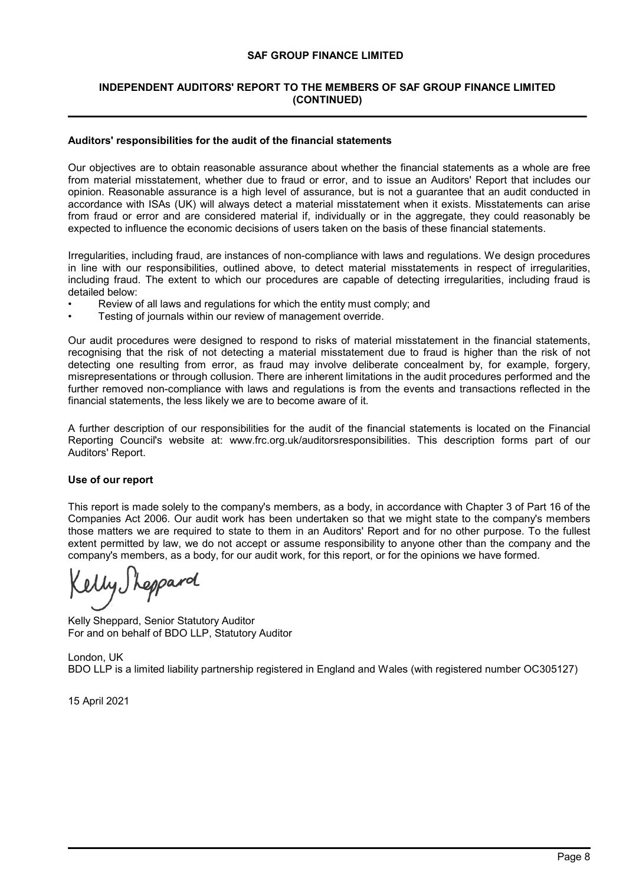**Auditors' responsibilities for the audit of the financial statements**

Our objectives are to obtain reasonable assurance about whether the financial statements as a whole are free from material misstatement, whether due to fraud or error, and to issue an Auditors' Report that includes our opinion. Reasonable assurance is a high level of assurance, but is not a guarantee that an audit conducted in accordance with ISAs (UK) will always detect a material misstatement when it exists. Misstatements can arise from fraud or error and are considered material if, individually or in the aggregate, they could reasonably be expected to influence the economic decisions of users taken on the basis of these financial statements.

Irregularities, including fraud, are instances of non-compliance with laws and regulations. We design procedures in line with our responsibilities, outlined above, to detect material misstatements in respect of irregularities, including fraud. The extent to which our procedures are capable of detecting irregularities, including fraud is detailed below:

- Review of all laws and regulations for which the entity must comply; and
- Testing of journals within our review of management override.

Our audit procedures were designed to respond to risks of material misstatement in the financial statements, recognising that the risk of not detecting a material misstatement due to fraud is higher than the risk of not detecting one resulting from error, as fraud may involve deliberate concealment by, for example, forgery, misrepresentations or through collusion. There are inherent limitations in the audit procedures performed and the further removed non-compliance with laws and regulations is from the events and transactions reflected in the financial statements, the less likely we are to become aware of it.

A further description of our responsibilities for the audit of the financial statements is located on the Financial Reporting Council's website at: www.frc.org.uk/auditorsresponsibilities. This description forms part of our Auditors' Report.

**Use of our report**

This report is made solely to the company's members, as a body, in accordance with Chapter 3 of Part 16 of the Companies Act 2006. Our audit work has been undertaken so that we might state to the company's members those matters we are required to state to them in an Auditors' Report and for no other purpose. To the fullest extent permitted by law, we do not accept or assume responsibility to anyone other than the company and the company's members, as a body, for our audit work, for this report, or for the opinions we have formed.

Kelly Sheppard

Kelly Sheppard, Senior Statutory Auditor
For and on behalf of BDO LLP, Statutory Auditor

London, UK
BDO LLP is a limited liability partnership registered in England and Wales (with registered number OC305127)

15 April 2021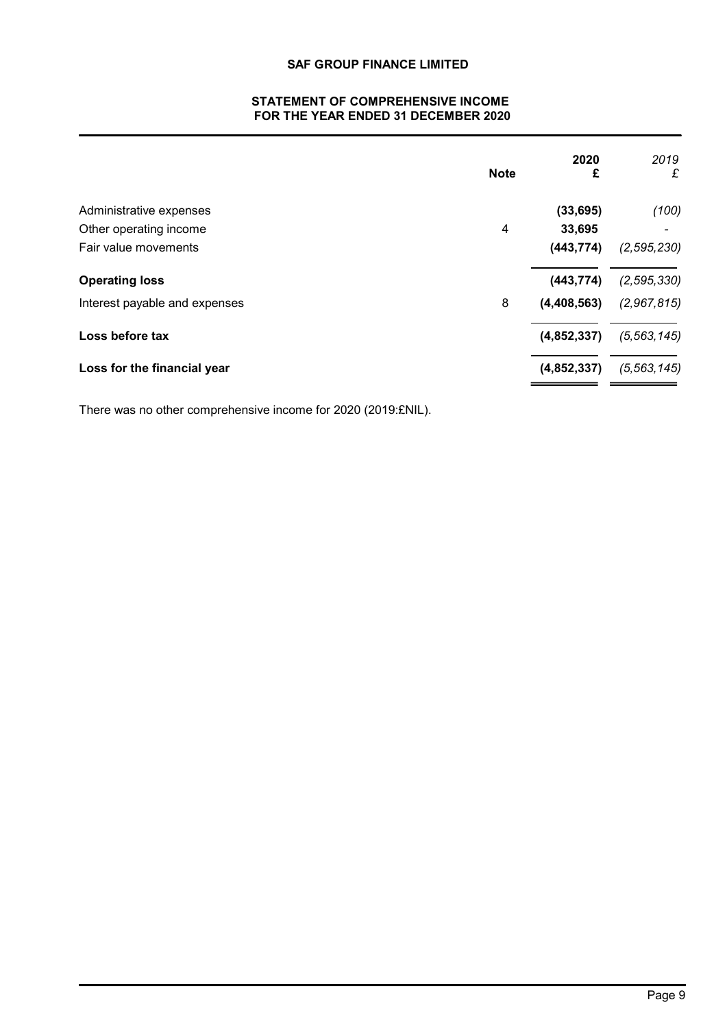**SAF GROUP FINANCE LIMITED**

# STATEMENT OF COMPREHENSIVE INCOME
## FOR THE YEAR ENDED 31 DECEMBER 2020

| | Note | 2020<br>£ | *2019*<br>*£* |
|---|---|---|---|
| Administrative expenses | | **(33,695)** | *(100)* |
| Other operating income | 4 | **33,695** | - |
| Fair value movements | | **(443,774)** | *(2,595,230)* |
| **Operating loss** | | **(443,774)** | *(2,595,330)* |
| Interest payable and expenses | 8 | **(4,408,563)** | *(2,967,815)* |
| **Loss before tax** | | **(4,852,337)** | *(5,563,145)* |
| **Loss for the financial year** | | **(4,852,337)** | *(5,563,145)* |

There was no other comprehensive income for 2020 (2019:£NIL).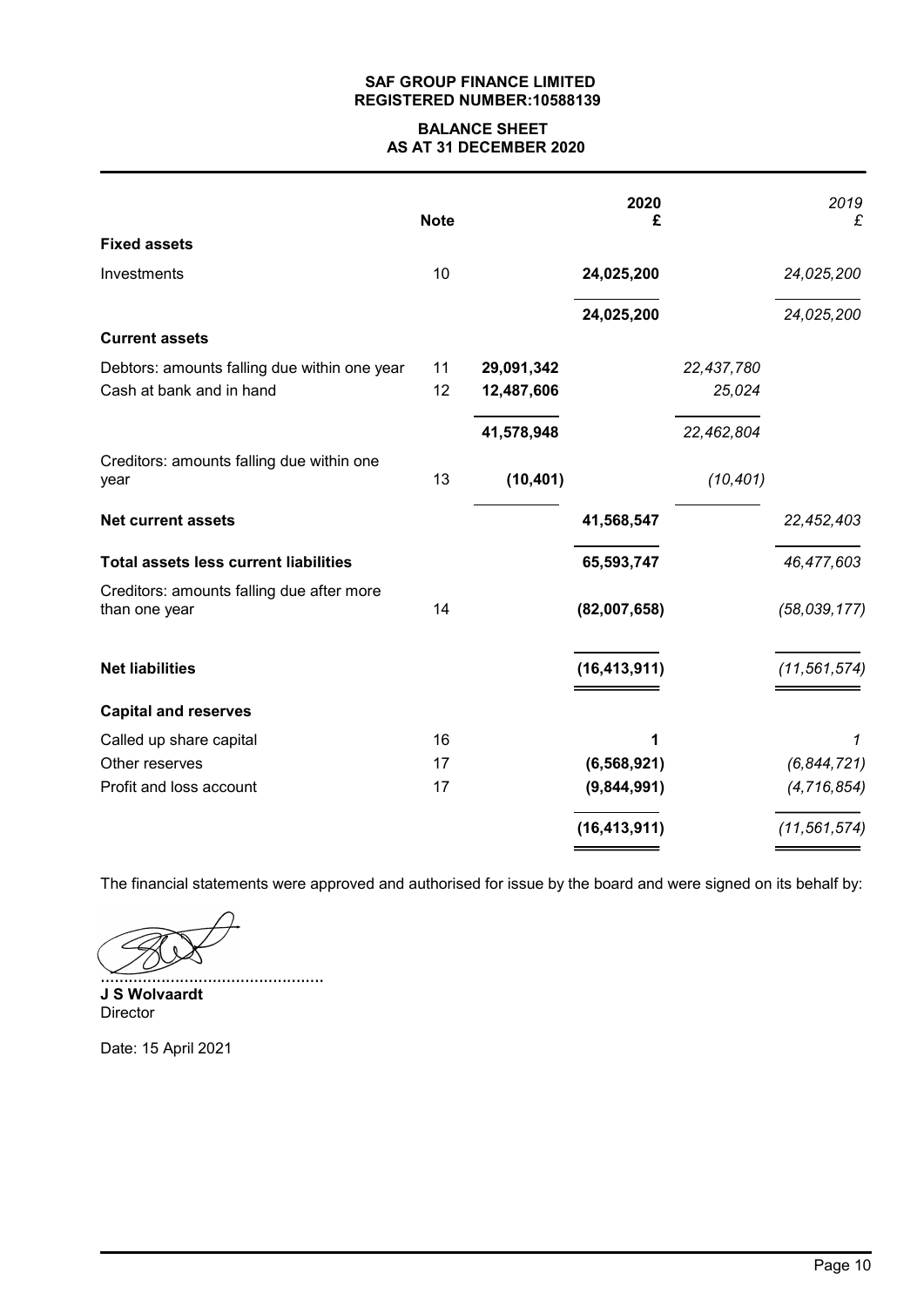**SAF GROUP FINANCE LIMITED**
**REGISTERED NUMBER:10588139**

## BALANCE SHEET
## AS AT 31 DECEMBER 2020

| | Note | | 2020 £ | | *2019 £* |
|---|---|---|---|---|---|
| **Fixed assets** | | | | | |
| Investments | 10 | | **24,025,200** | | *24,025,200* |
| | | | **24,025,200** | | *24,025,200* |
| **Current assets** | | | | | |
| Debtors: amounts falling due within one year | 11 | **29,091,342** | | *22,437,780* | |
| Cash at bank and in hand | 12 | **12,487,606** | | *25,024* | |
| | | **41,578,948** | | *22,462,804* | |
| Creditors: amounts falling due within one year | 13 | **(10,401)** | | *(10,401)* | |
| **Net current assets** | | | **41,568,547** | | *22,452,403* |
| **Total assets less current liabilities** | | | **65,593,747** | | *46,477,603* |
| Creditors: amounts falling due after more than one year | 14 | | **(82,007,658)** | | *(58,039,177)* |
| **Net liabilities** | | | **(16,413,911)** | | *(11,561,574)* |
| **Capital and reserves** | | | | | |
| Called up share capital | 16 | | **1** | | *1* |
| Other reserves | 17 | | **(6,568,921)** | | *(6,844,721)* |
| Profit and loss account | 17 | | **(9,844,991)** | | *(4,716,854)* |
| | | | **(16,413,911)** | | *(11,561,574)* |

The financial statements were approved and authorised for issue by the board and were signed on its behalf by:

................................................
**J S Wolvaardt**
Director

Date: 15 April 2021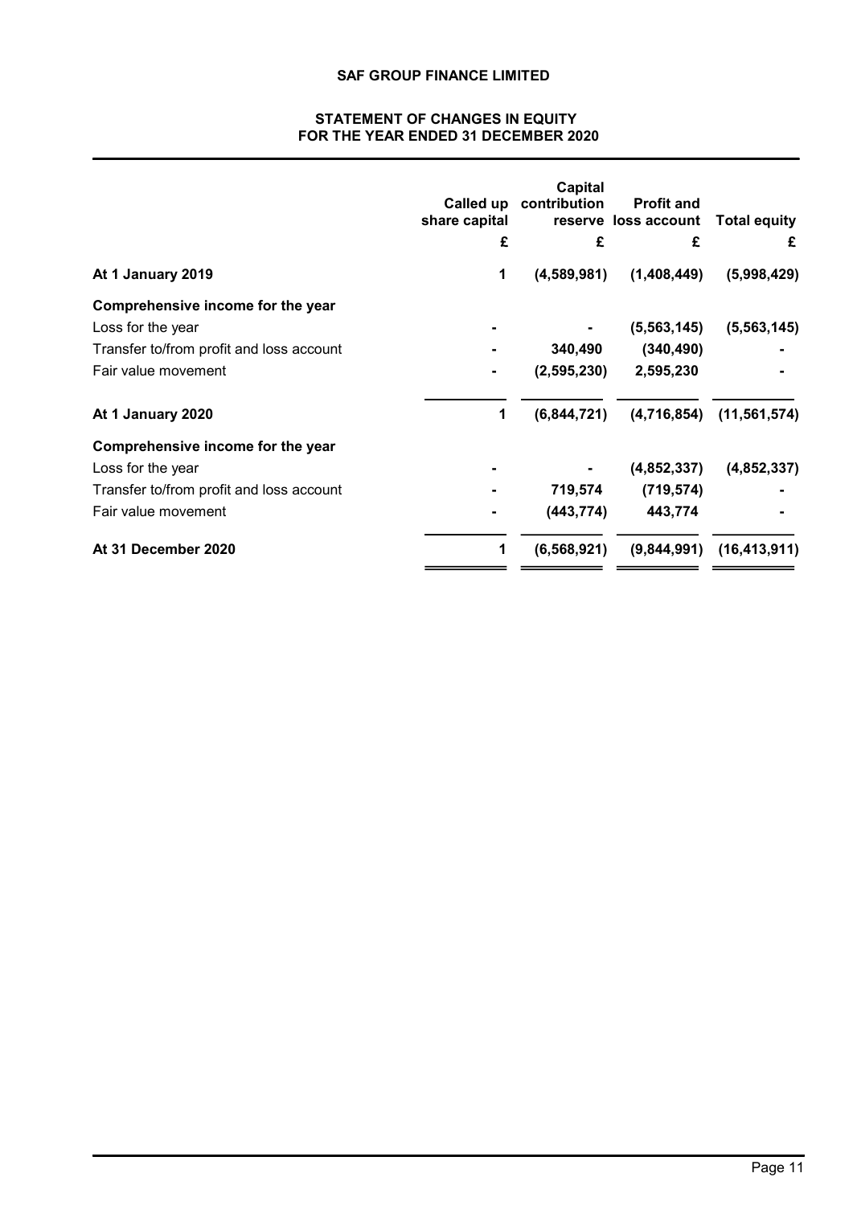**SAF GROUP FINANCE LIMITED**

**STATEMENT OF CHANGES IN EQUITY**
**FOR THE YEAR ENDED 31 DECEMBER 2020**

| | Called up share capital | Capital contribution reserve | Profit and loss account | Total equity |
|---|---|---|---|---|
| | £ | £ | £ | £ |
| **At 1 January 2019** | **1** | **(4,589,981)** | **(1,408,449)** | **(5,998,429)** |
| **Comprehensive income for the year** | | | | |
| Loss for the year | **-** | **-** | **(5,563,145)** | **(5,563,145)** |
| Transfer to/from profit and loss account | **-** | **340,490** | **(340,490)** | **-** |
| Fair value movement | **-** | **(2,595,230)** | **2,595,230** | **-** |
| **At 1 January 2020** | **1** | **(6,844,721)** | **(4,716,854)** | **(11,561,574)** |
| **Comprehensive income for the year** | | | | |
| Loss for the year | **-** | **-** | **(4,852,337)** | **(4,852,337)** |
| Transfer to/from profit and loss account | **-** | **719,574** | **(719,574)** | **-** |
| Fair value movement | **-** | **(443,774)** | **443,774** | **-** |
| **At 31 December 2020** | **1** | **(6,568,921)** | **(9,844,991)** | **(16,413,911)** |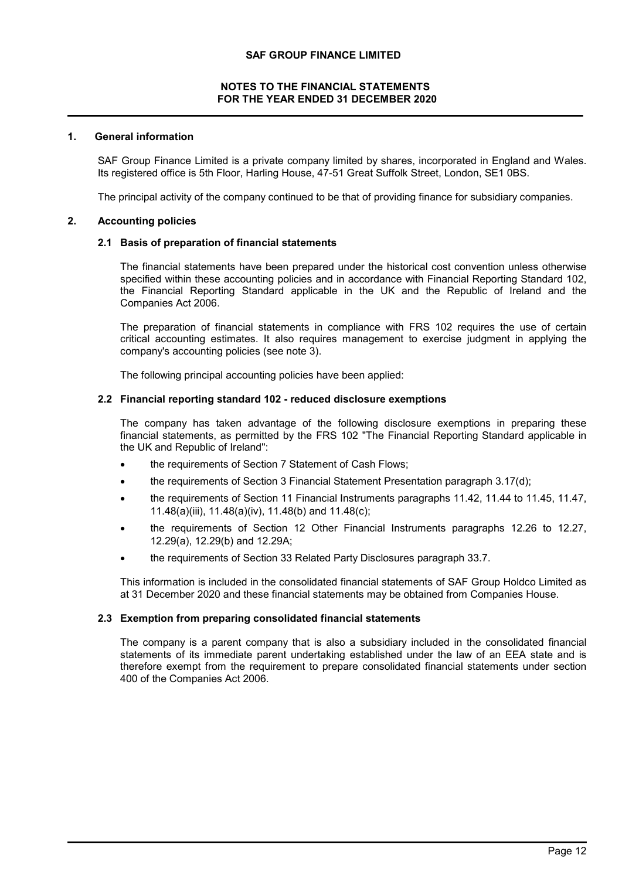## 1. General information

SAF Group Finance Limited is a private company limited by shares, incorporated in England and Wales. Its registered office is 5th Floor, Harling House, 47-51 Great Suffolk Street, London, SE1 0BS.

The principal activity of the company continued to be that of providing finance for subsidiary companies.

## 2. Accounting policies

### 2.1 Basis of preparation of financial statements

The financial statements have been prepared under the historical cost convention unless otherwise specified within these accounting policies and in accordance with Financial Reporting Standard 102, the Financial Reporting Standard applicable in the UK and the Republic of Ireland and the Companies Act 2006.

The preparation of financial statements in compliance with FRS 102 requires the use of certain critical accounting estimates. It also requires management to exercise judgment in applying the company's accounting policies (see note 3).

The following principal accounting policies have been applied:

### 2.2 Financial reporting standard 102 - reduced disclosure exemptions

The company has taken advantage of the following disclosure exemptions in preparing these financial statements, as permitted by the FRS 102 "The Financial Reporting Standard applicable in the UK and Republic of Ireland":

- the requirements of Section 7 Statement of Cash Flows;
- the requirements of Section 3 Financial Statement Presentation paragraph 3.17(d);
- the requirements of Section 11 Financial Instruments paragraphs 11.42, 11.44 to 11.45, 11.47, 11.48(a)(iii), 11.48(a)(iv), 11.48(b) and 11.48(c);
- the requirements of Section 12 Other Financial Instruments paragraphs 12.26 to 12.27, 12.29(a), 12.29(b) and 12.29A;
- the requirements of Section 33 Related Party Disclosures paragraph 33.7.

This information is included in the consolidated financial statements of SAF Group Holdco Limited as at 31 December 2020 and these financial statements may be obtained from Companies House.

### 2.3 Exemption from preparing consolidated financial statements

The company is a parent company that is also a subsidiary included in the consolidated financial statements of its immediate parent undertaking established under the law of an EEA state and is therefore exempt from the requirement to prepare consolidated financial statements under section 400 of the Companies Act 2006.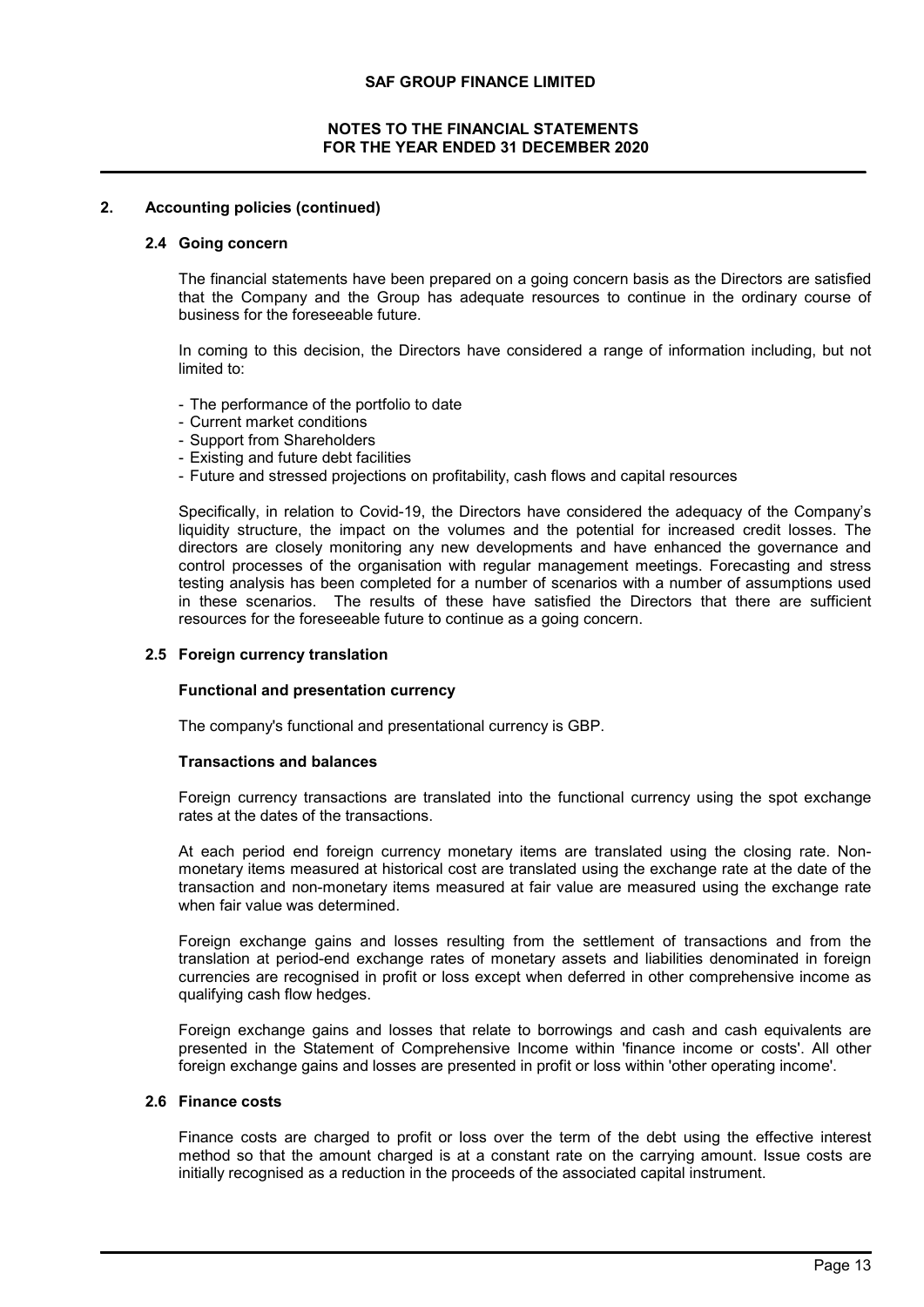## 2. Accounting policies (continued)

### 2.4 Going concern

The financial statements have been prepared on a going concern basis as the Directors are satisfied that the Company and the Group has adequate resources to continue in the ordinary course of business for the foreseeable future.

In coming to this decision, the Directors have considered a range of information including, but not limited to:

- The performance of the portfolio to date
- Current market conditions
- Support from Shareholders
- Existing and future debt facilities
- Future and stressed projections on profitability, cash flows and capital resources

Specifically, in relation to Covid-19, the Directors have considered the adequacy of the Company's liquidity structure, the impact on the volumes and the potential for increased credit losses. The directors are closely monitoring any new developments and have enhanced the governance and control processes of the organisation with regular management meetings. Forecasting and stress testing analysis has been completed for a number of scenarios with a number of assumptions used in these scenarios. The results of these have satisfied the Directors that there are sufficient resources for the foreseeable future to continue as a going concern.

### 2.5 Foreign currency translation

**Functional and presentation currency**

The company's functional and presentational currency is GBP.

**Transactions and balances**

Foreign currency transactions are translated into the functional currency using the spot exchange rates at the dates of the transactions.

At each period end foreign currency monetary items are translated using the closing rate. Non-monetary items measured at historical cost are translated using the exchange rate at the date of the transaction and non-monetary items measured at fair value are measured using the exchange rate when fair value was determined.

Foreign exchange gains and losses resulting from the settlement of transactions and from the translation at period-end exchange rates of monetary assets and liabilities denominated in foreign currencies are recognised in profit or loss except when deferred in other comprehensive income as qualifying cash flow hedges.

Foreign exchange gains and losses that relate to borrowings and cash and cash equivalents are presented in the Statement of Comprehensive Income within 'finance income or costs'. All other foreign exchange gains and losses are presented in profit or loss within 'other operating income'.

### 2.6 Finance costs

Finance costs are charged to profit or loss over the term of the debt using the effective interest method so that the amount charged is at a constant rate on the carrying amount. Issue costs are initially recognised as a reduction in the proceeds of the associated capital instrument.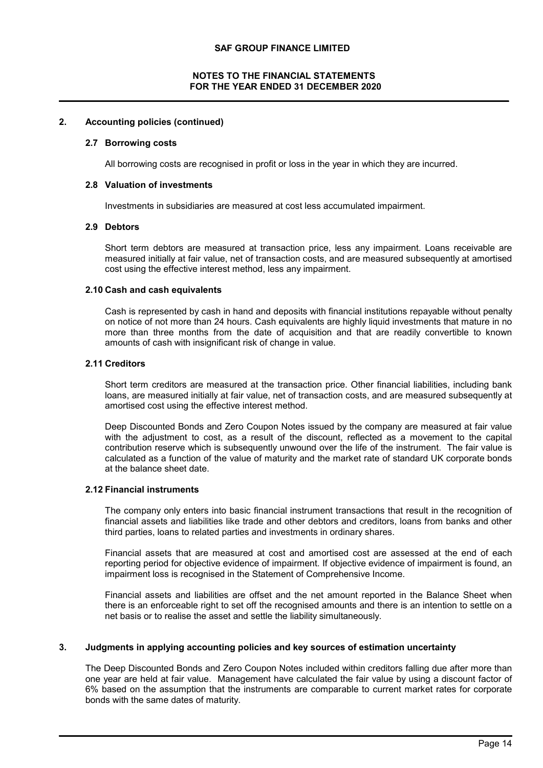## 2. Accounting policies (continued)

### 2.7 Borrowing costs

All borrowing costs are recognised in profit or loss in the year in which they are incurred.

### 2.8 Valuation of investments

Investments in subsidiaries are measured at cost less accumulated impairment.

### 2.9 Debtors

Short term debtors are measured at transaction price, less any impairment. Loans receivable are measured initially at fair value, net of transaction costs, and are measured subsequently at amortised cost using the effective interest method, less any impairment.

### 2.10 Cash and cash equivalents

Cash is represented by cash in hand and deposits with financial institutions repayable without penalty on notice of not more than 24 hours. Cash equivalents are highly liquid investments that mature in no more than three months from the date of acquisition and that are readily convertible to known amounts of cash with insignificant risk of change in value.

### 2.11 Creditors

Short term creditors are measured at the transaction price. Other financial liabilities, including bank loans, are measured initially at fair value, net of transaction costs, and are measured subsequently at amortised cost using the effective interest method.

Deep Discounted Bonds and Zero Coupon Notes issued by the company are measured at fair value with the adjustment to cost, as a result of the discount, reflected as a movement to the capital contribution reserve which is subsequently unwound over the life of the instrument. The fair value is calculated as a function of the value of maturity and the market rate of standard UK corporate bonds at the balance sheet date.

### 2.12 Financial instruments

The company only enters into basic financial instrument transactions that result in the recognition of financial assets and liabilities like trade and other debtors and creditors, loans from banks and other third parties, loans to related parties and investments in ordinary shares.

Financial assets that are measured at cost and amortised cost are assessed at the end of each reporting period for objective evidence of impairment. If objective evidence of impairment is found, an impairment loss is recognised in the Statement of Comprehensive Income.

Financial assets and liabilities are offset and the net amount reported in the Balance Sheet when there is an enforceable right to set off the recognised amounts and there is an intention to settle on a net basis or to realise the asset and settle the liability simultaneously.

## 3. Judgments in applying accounting policies and key sources of estimation uncertainty

The Deep Discounted Bonds and Zero Coupon Notes included within creditors falling due after more than one year are held at fair value. Management have calculated the fair value by using a discount factor of 6% based on the assumption that the instruments are comparable to current market rates for corporate bonds with the same dates of maturity.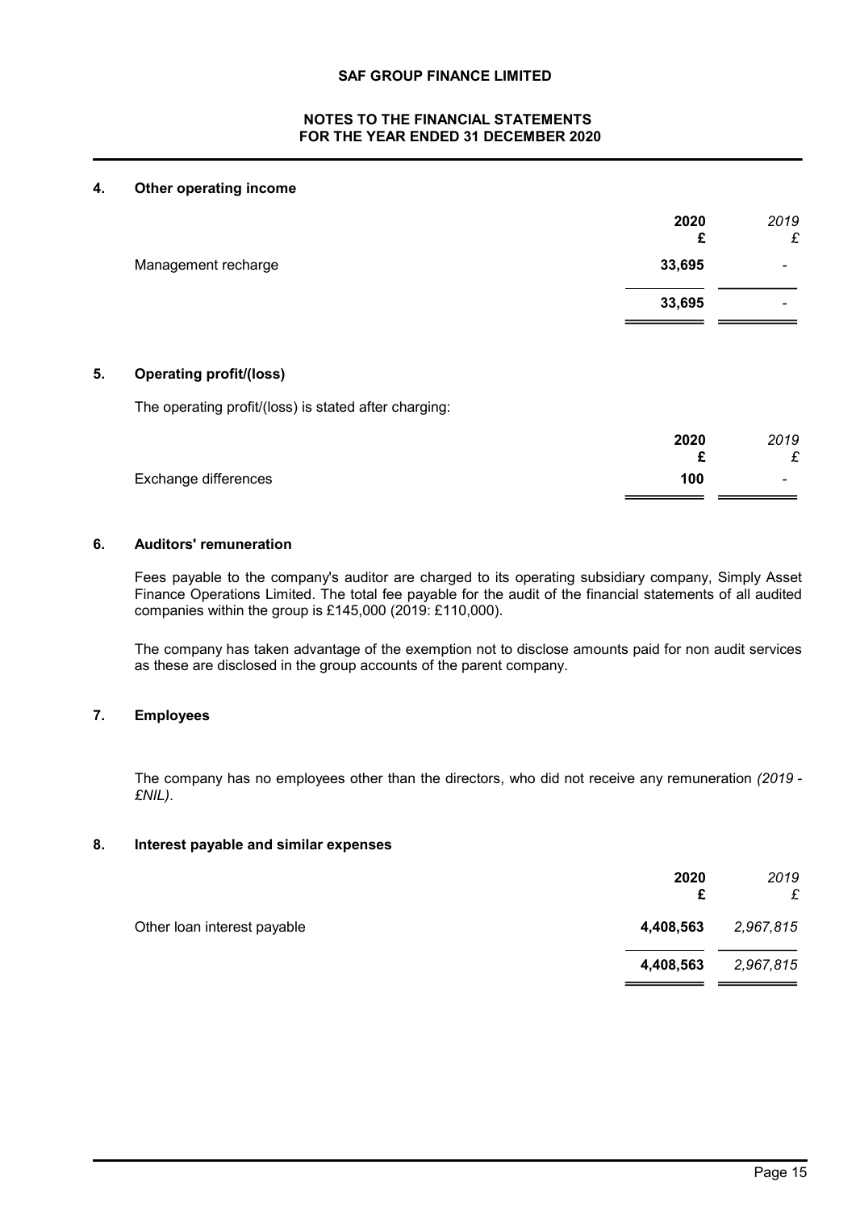## 4. Other operating income

| | 2020<br>£ | *2019*<br>*£* |
|---|---|---|
| Management recharge | **33,695** | *-* |
| | **33,695** | *-* |

## 5. Operating profit/(loss)

The operating profit/(loss) is stated after charging:

| | 2020<br>£ | *2019*<br>*£* |
|---|---|---|
| Exchange differences | **100** | *-* |

## 6. Auditors' remuneration

Fees payable to the company's auditor are charged to its operating subsidiary company, Simply Asset Finance Operations Limited. The total fee payable for the audit of the financial statements of all audited companies within the group is £145,000 (2019: £110,000).

The company has taken advantage of the exemption not to disclose amounts paid for non audit services as these are disclosed in the group accounts of the parent company.

## 7. Employees

The company has no employees other than the directors, who did not receive any remuneration *(2019 - £NIL)*.

## 8. Interest payable and similar expenses

| | 2020<br>£ | *2019*<br>*£* |
|---|---|---|
| Other loan interest payable | **4,408,563** | *2,967,815* |
| | **4,408,563** | *2,967,815* |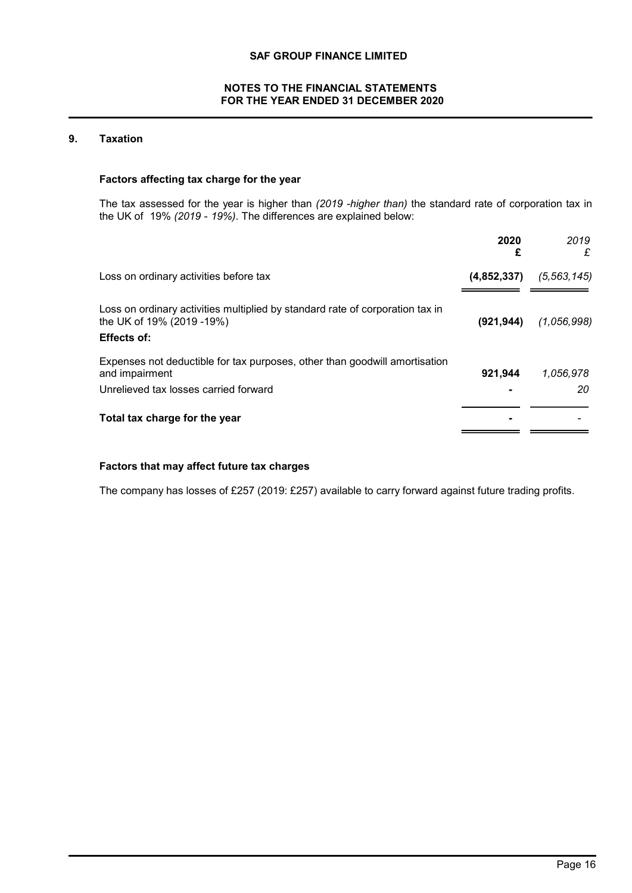## 9. Taxation

### Factors affecting tax charge for the year

The tax assessed for the year is higher than *(2019 -higher than)* the standard rate of corporation tax in the UK of 19% *(2019 - 19%)*. The differences are explained below:

| | **2020** **£** | *2019* *£* |
|---|---|---|
| Loss on ordinary activities before tax | **(4,852,337)** | *(5,563,145)* |
| Loss on ordinary activities multiplied by standard rate of corporation tax in the UK of 19% (2019 -19%) | **(921,944)** | *(1,056,998)* |
| **Effects of:** | | |
| Expenses not deductible for tax purposes, other than goodwill amortisation and impairment | **921,944** | *1,056,978* |
| Unrelieved tax losses carried forward | **-** | *20* |
| **Total tax charge for the year** | **-** | *-* |

### Factors that may affect future tax charges

The company has losses of £257 (2019: £257) available to carry forward against future trading profits.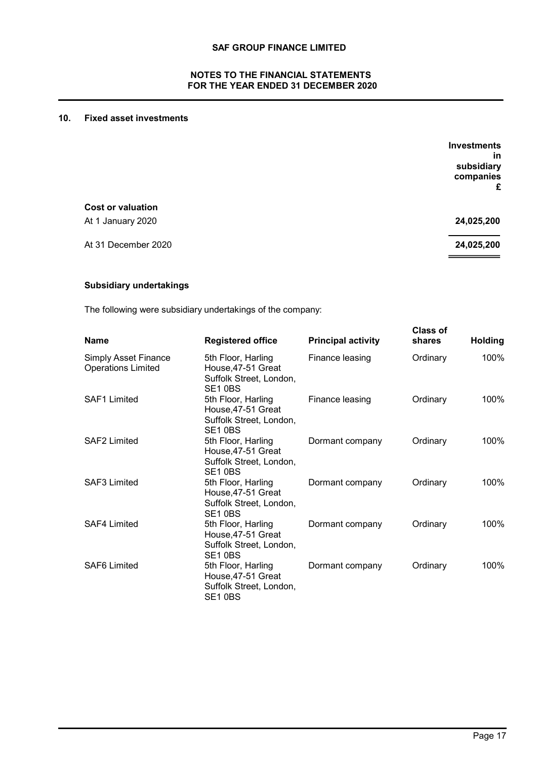## 10. Fixed asset investments

| | Investments in subsidiary companies |
|---|---|
| | £ |
| **Cost or valuation** | |
| At 1 January 2020 | **24,025,200** |
| At 31 December 2020 | **24,025,200** |

### Subsidiary undertakings

The following were subsidiary undertakings of the company:

| Name | Registered office | Principal activity | Class of shares | Holding |
|---|---|---|---|---|
| Simply Asset Finance Operations Limited | 5th Floor, Harling House,47-51 Great Suffolk Street, London, SE1 0BS | Finance leasing | Ordinary | 100% |
| SAF1 Limited | 5th Floor, Harling House,47-51 Great Suffolk Street, London, SE1 0BS | Finance leasing | Ordinary | 100% |
| SAF2 Limited | 5th Floor, Harling House,47-51 Great Suffolk Street, London, SE1 0BS | Dormant company | Ordinary | 100% |
| SAF3 Limited | 5th Floor, Harling House,47-51 Great Suffolk Street, London, SE1 0BS | Dormant company | Ordinary | 100% |
| SAF4 Limited | 5th Floor, Harling House,47-51 Great Suffolk Street, London, SE1 0BS | Dormant company | Ordinary | 100% |
| SAF6 Limited | 5th Floor, Harling House,47-51 Great Suffolk Street, London, SE1 0BS | Dormant company | Ordinary | 100% |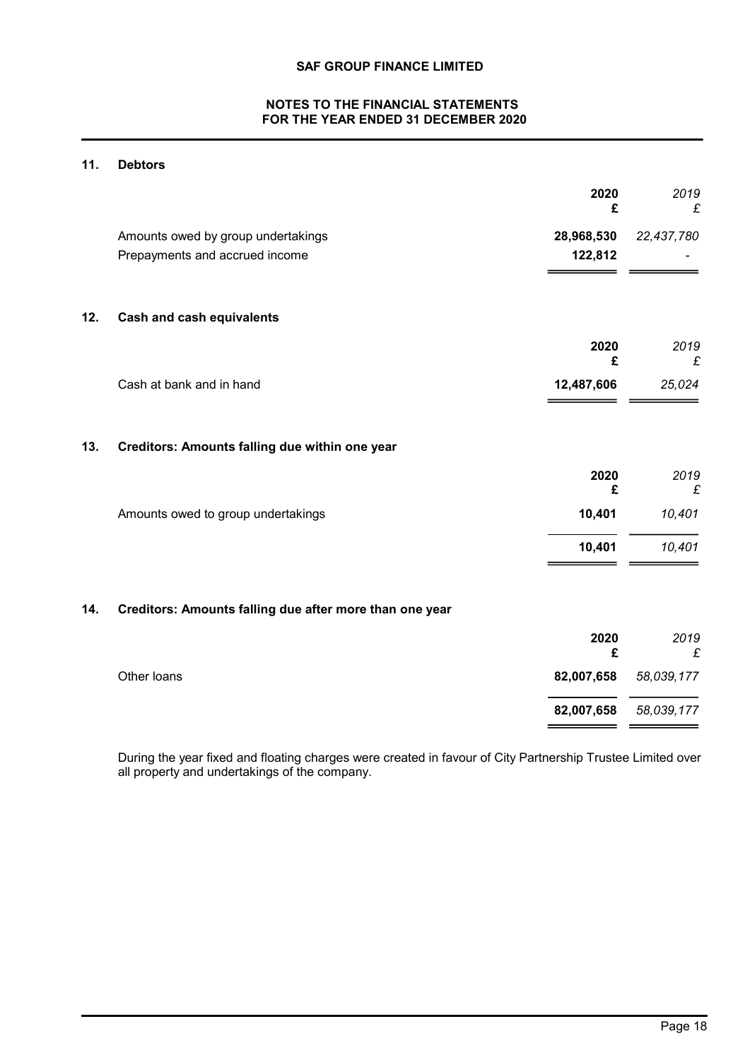# SAF GROUP FINANCE LIMITED

## NOTES TO THE FINANCIAL STATEMENTS FOR THE YEAR ENDED 31 DECEMBER 2020

### 11. Debtors

| | 2020 £ | *2019 £* |
|---|---|---|
| Amounts owed by group undertakings | **28,968,530** | *22,437,780* |
| Prepayments and accrued income | **122,812** | *-* |

### 12. Cash and cash equivalents

| | 2020 £ | *2019 £* |
|---|---|---|
| Cash at bank and in hand | **12,487,606** | *25,024* |

### 13. Creditors: Amounts falling due within one year

| | 2020 £ | *2019 £* |
|---|---|---|
| Amounts owed to group undertakings | **10,401** | *10,401* |
| | **10,401** | *10,401* |

### 14. Creditors: Amounts falling due after more than one year

| | 2020 £ | *2019 £* |
|---|---|---|
| Other loans | **82,007,658** | *58,039,177* |
| | **82,007,658** | *58,039,177* |

During the year fixed and floating charges were created in favour of City Partnership Trustee Limited over all property and undertakings of the company.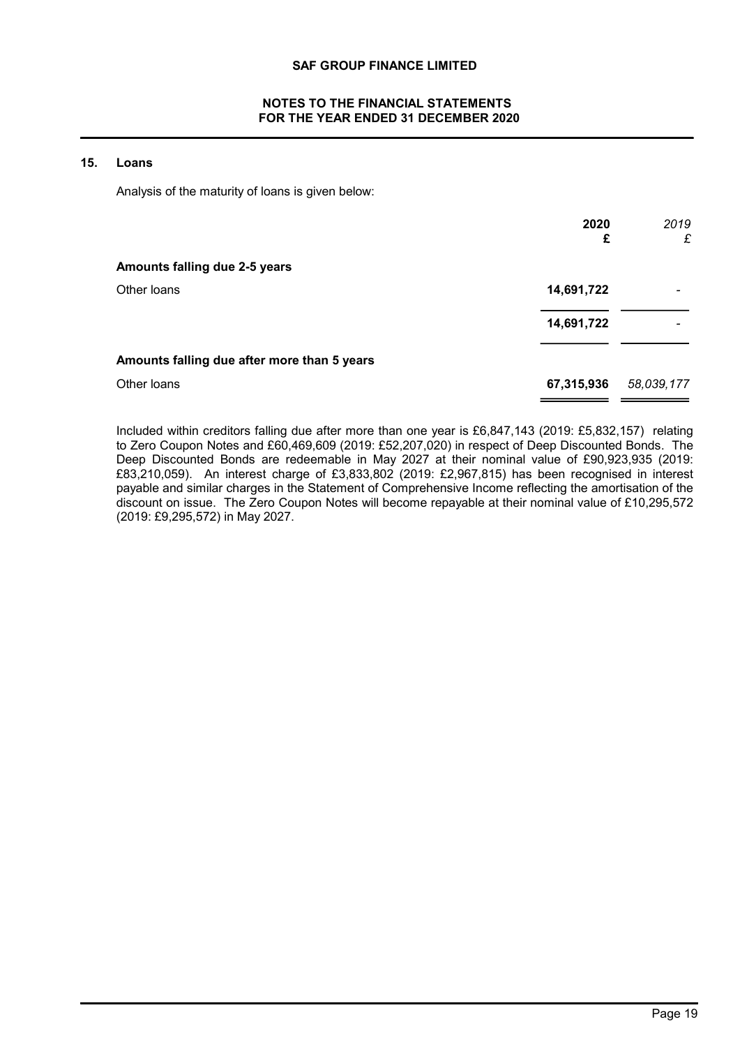## 15. Loans

Analysis of the maturity of loans is given below:

| | 2020 £ | *2019 £* |
|---|---|---|
| **Amounts falling due 2-5 years** | | |
| Other loans | **14,691,722** | - |
| | **14,691,722** | - |
| **Amounts falling due after more than 5 years** | | |
| Other loans | **67,315,936** | *58,039,177* |

Included within creditors falling due after more than one year is £6,847,143 (2019: £5,832,157) relating to Zero Coupon Notes and £60,469,609 (2019: £52,207,020) in respect of Deep Discounted Bonds. The Deep Discounted Bonds are redeemable in May 2027 at their nominal value of £90,923,935 (2019: £83,210,059). An interest charge of £3,833,802 (2019: £2,967,815) has been recognised in interest payable and similar charges in the Statement of Comprehensive Income reflecting the amortisation of the discount on issue. The Zero Coupon Notes will become repayable at their nominal value of £10,295,572 (2019: £9,295,572) in May 2027.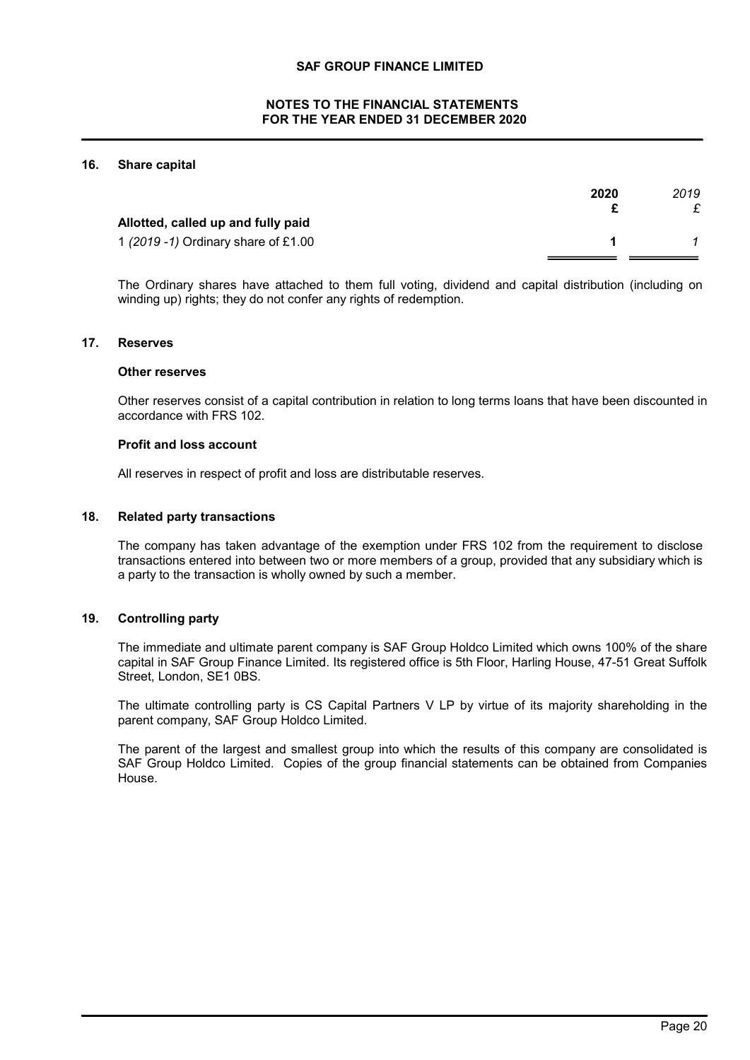## 16. Share capital

| | 2020 | 2019 |
|---|---|---|
| | £ | £ |
| **Allotted, called up and fully paid** | | |
| 1 *(2019 -1)* Ordinary share of £1.00 | **1** | *1* |

The Ordinary shares have attached to them full voting, dividend and capital distribution (including on winding up) rights; they do not confer any rights of redemption.

## 17. Reserves

### Other reserves

Other reserves consist of a capital contribution in relation to long terms loans that have been discounted in accordance with FRS 102.

### Profit and loss account

All reserves in respect of profit and loss are distributable reserves.

## 18. Related party transactions

The company has taken advantage of the exemption under FRS 102 from the requirement to disclose transactions entered into between two or more members of a group, provided that any subsidiary which is a party to the transaction is wholly owned by such a member.

## 19. Controlling party

The immediate and ultimate parent company is SAF Group Holdco Limited which owns 100% of the share capital in SAF Group Finance Limited. Its registered office is 5th Floor, Harling House, 47-51 Great Suffolk Street, London, SE1 0BS.

The ultimate controlling party is CS Capital Partners V LP by virtue of its majority shareholding in the parent company, SAF Group Holdco Limited.

The parent of the largest and smallest group into which the results of this company are consolidated is SAF Group Holdco Limited. Copies of the group financial statements can be obtained from Companies House.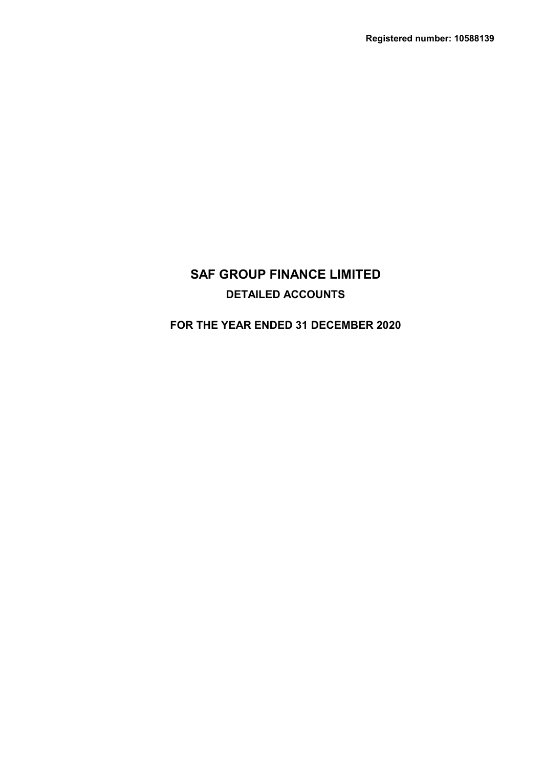**Registered number: 10588139**

# SAF GROUP FINANCE LIMITED

## DETAILED ACCOUNTS

## FOR THE YEAR ENDED 31 DECEMBER 2020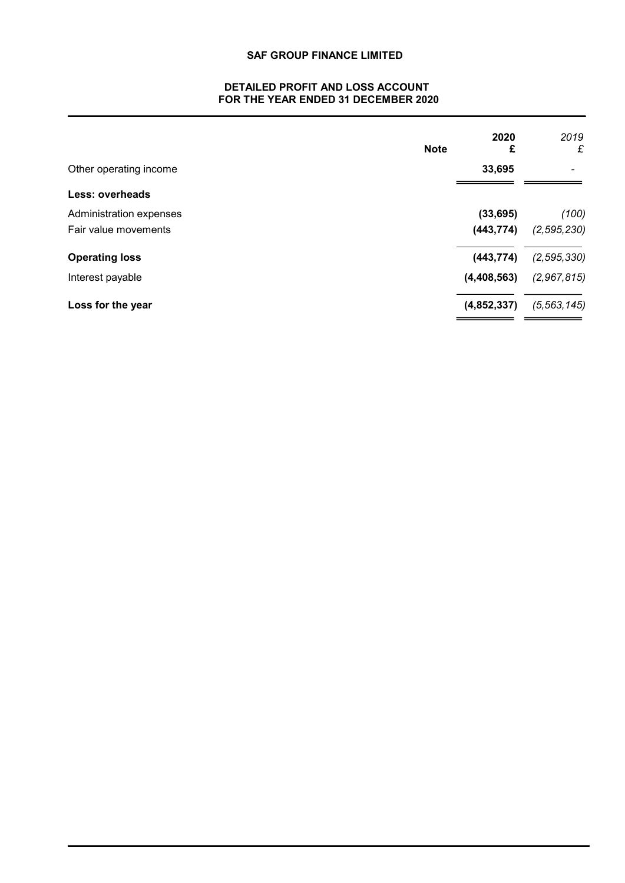**SAF GROUP FINANCE LIMITED**

**DETAILED PROFIT AND LOSS ACCOUNT**
**FOR THE YEAR ENDED 31 DECEMBER 2020**

| | Note | 2020 £ | *2019 £* |
|---|---|---|---|
| Other operating income | | **33,695** | - |
| **Less: overheads** | | | |
| Administration expenses | | **(33,695)** | *(100)* |
| Fair value movements | | **(443,774)** | *(2,595,230)* |
| **Operating loss** | | **(443,774)** | *(2,595,330)* |
| Interest payable | | **(4,408,563)** | *(2,967,815)* |
| **Loss for the year** | | **(4,852,337)** | *(5,563,145)* |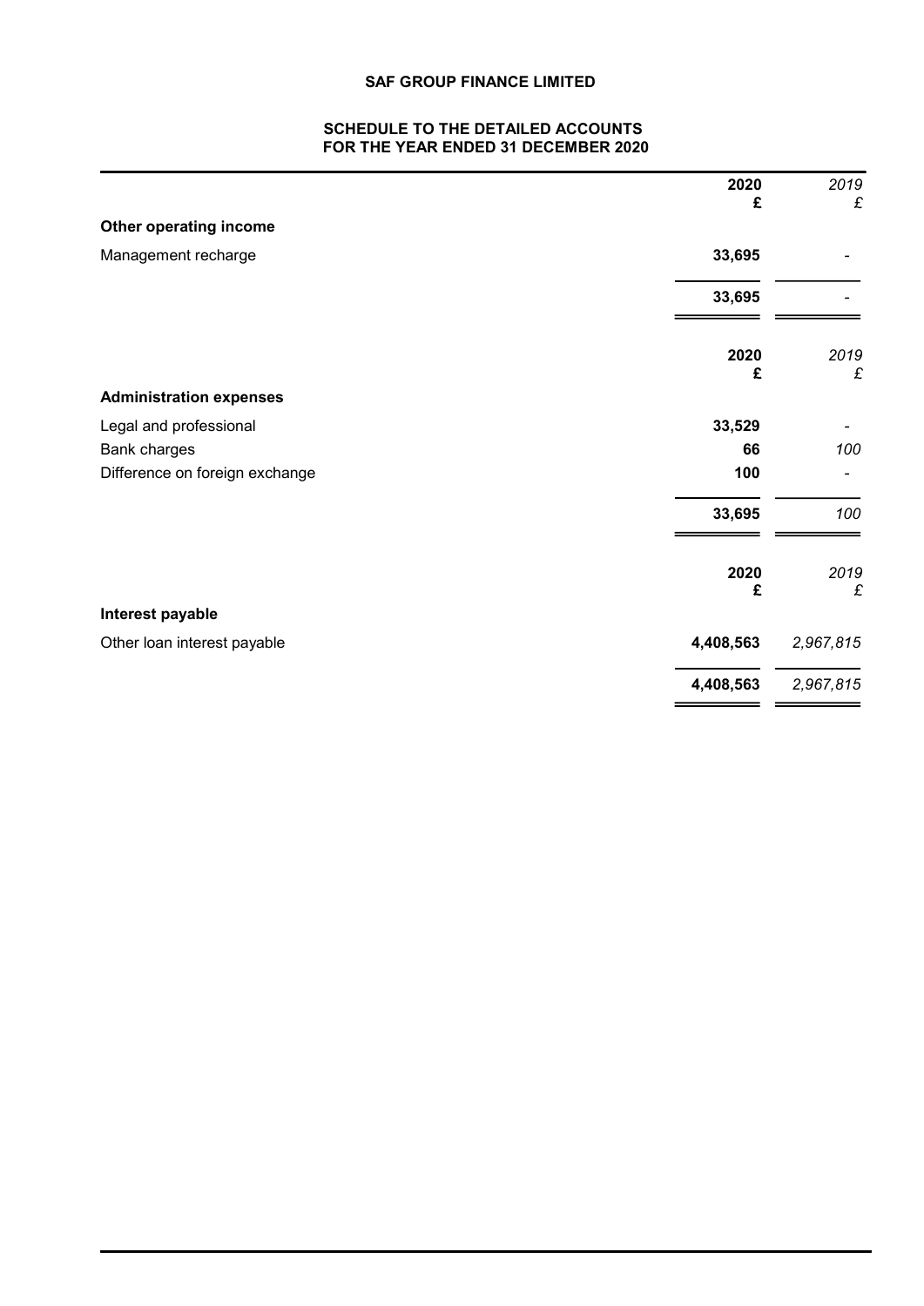**SAF GROUP FINANCE LIMITED**

**SCHEDULE TO THE DETAILED ACCOUNTS**
**FOR THE YEAR ENDED 31 DECEMBER 2020**

| | 2020 £ | 2019 £ |
|---|---|---|
| **Other operating income** | | |
| Management recharge | 33,695 | - |
| | 33,695 | - |

| | 2020 £ | 2019 £ |
|---|---|---|
| **Administration expenses** | | |
| Legal and professional | 33,529 | - |
| Bank charges | 66 | 100 |
| Difference on foreign exchange | 100 | - |
| | 33,695 | 100 |

| | 2020 £ | 2019 £ |
|---|---|---|
| **Interest payable** | | |
| Other loan interest payable | 4,408,563 | 2,967,815 |
| | 4,408,563 | 2,967,815 |